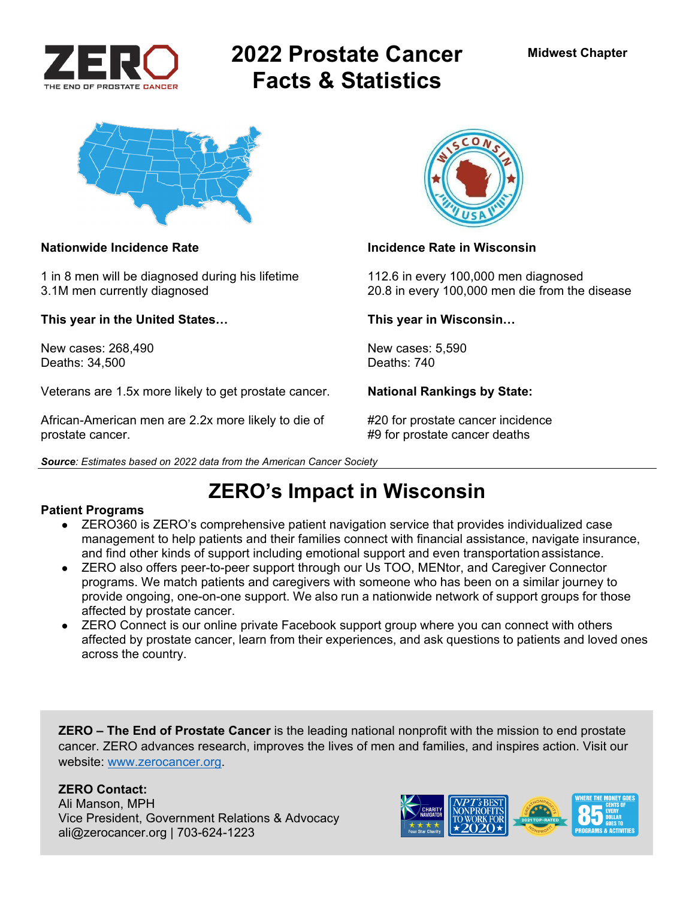ZERO
THE END OF PROSTATE CANCER

# 2022 Prostate Cancer Facts & Statistics

**Midwest Chapter**

**Nationwide Incidence Rate**

1 in 8 men will be diagnosed during his lifetime
3.1M men currently diagnosed

**This year in the United States…**

New cases: 268,490
Deaths: 34,500

Veterans are 1.5x more likely to get prostate cancer.

African-American men are 2.2x more likely to die of prostate cancer.

**Incidence Rate in Wisconsin**

112.6 in every 100,000 men diagnosed
20.8 in every 100,000 men die from the disease

**This year in Wisconsin…**

New cases: 5,590
Deaths: 740

**National Rankings by State:**

#20 for prostate cancer incidence
#9 for prostate cancer deaths

***Source**: Estimates based on 2022 data from the American Cancer Society*

## ZERO's Impact in Wisconsin

**Patient Programs**

- ZERO360 is ZERO's comprehensive patient navigation service that provides individualized case management to help patients and their families connect with financial assistance, navigate insurance, and find other kinds of support including emotional support and even transportation assistance.
- ZERO also offers peer-to-peer support through our Us TOO, MENtor, and Caregiver Connector programs. We match patients and caregivers with someone who has been on a similar journey to provide ongoing, one-on-one support. We also run a nationwide network of support groups for those affected by prostate cancer.
- ZERO Connect is our online private Facebook support group where you can connect with others affected by prostate cancer, learn from their experiences, and ask questions to patients and loved ones across the country.

**ZERO – The End of Prostate Cancer** is the leading national nonprofit with the mission to end prostate cancer. ZERO advances research, improves the lives of men and families, and inspires action. Visit our website: www.zerocancer.org.

**ZERO Contact:**
Ali Manson, MPH
Vice President, Government Relations & Advocacy
ali@zerocancer.org | 703-624-1223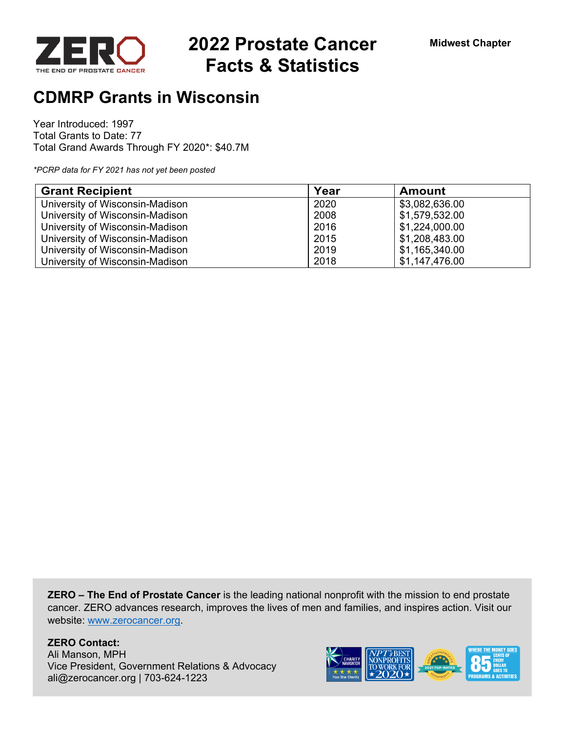# 2022 Prostate Cancer Facts & Statistics

**Midwest Chapter**

## CDMRP Grants in Wisconsin

Year Introduced: 1997
Total Grants to Date: 77
Total Grand Awards Through FY 2020*: $40.7M

*\*PCRP data for FY 2021 has not yet been posted*

| Grant Recipient | Year | Amount |
|---|---|---|
| University of Wisconsin-Madison | 2020 | $3,082,636.00 |
| University of Wisconsin-Madison | 2008 | $1,579,532.00 |
| University of Wisconsin-Madison | 2016 | $1,224,000.00 |
| University of Wisconsin-Madison | 2015 | $1,208,483.00 |
| University of Wisconsin-Madison | 2019 | $1,165,340.00 |
| University of Wisconsin-Madison | 2018 | $1,147,476.00 |

**ZERO – The End of Prostate Cancer** is the leading national nonprofit with the mission to end prostate cancer. ZERO advances research, improves the lives of men and families, and inspires action. Visit our website: www.zerocancer.org.

**ZERO Contact:**
Ali Manson, MPH
Vice President, Government Relations & Advocacy
ali@zerocancer.org | 703-624-1223